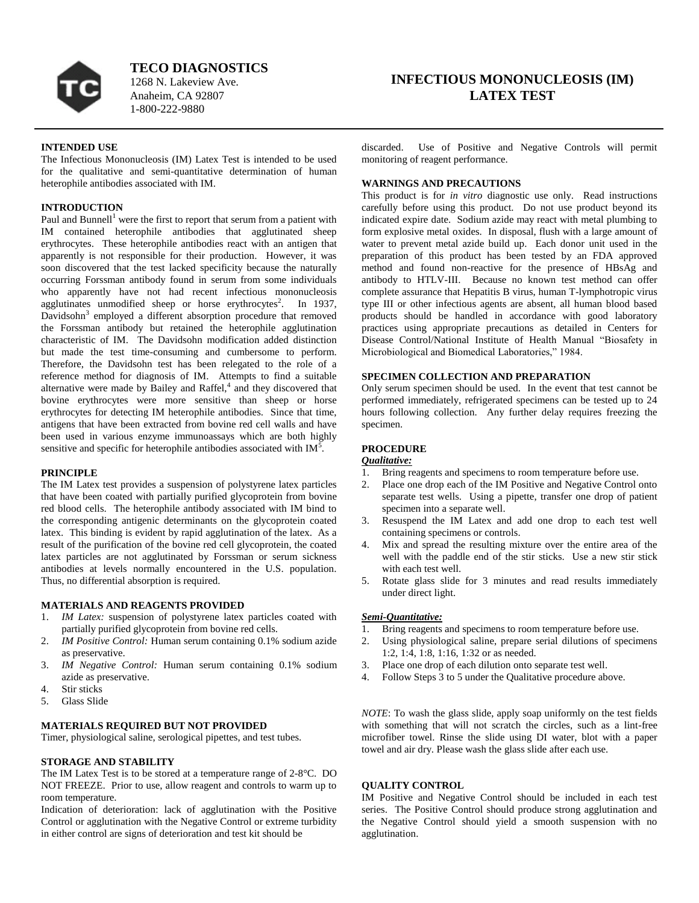**TECO DIAGNOSTICS**
1268 N. Lakeview Ave.
Anaheim, CA 92807
1-800-222-9880

# INFECTIOUS MONONUCLEOSIS (IM) LATEX TEST

## INTENDED USE

The Infectious Mononucleosis (IM) Latex Test is intended to be used for the qualitative and semi-quantitative determination of human heterophile antibodies associated with IM.

## INTRODUCTION

Paul and Bunnell[1] were the first to report that serum from a patient with IM contained heterophile antibodies that agglutinated sheep erythrocytes. These heterophile antibodies react with an antigen that apparently is not responsible for their production. However, it was soon discovered that the test lacked specificity because the naturally occurring Forssman antibody found in serum from some individuals who apparently have not had recent infectious mononucleosis agglutinates unmodified sheep or horse erythrocytes[2]. In 1937, Davidsohn[3] employed a different absorption procedure that removed the Forssman antibody but retained the heterophile agglutination characteristic of IM. The Davidsohn modification added distinction but made the test time-consuming and cumbersome to perform. Therefore, the Davidsohn test has been relegated to the role of a reference method for diagnosis of IM. Attempts to find a suitable alternative were made by Bailey and Raffel,[4] and they discovered that bovine erythrocytes were more sensitive than sheep or horse erythrocytes for detecting IM heterophile antibodies. Since that time, antigens that have been extracted from bovine red cell walls and have been used in various enzyme immunoassays which are both highly sensitive and specific for heterophile antibodies associated with IM[5].

## PRINCIPLE

The IM Latex test provides a suspension of polystyrene latex particles that have been coated with partially purified glycoprotein from bovine red blood cells. The heterophile antibody associated with IM bind to the corresponding antigenic determinants on the glycoprotein coated latex. This binding is evident by rapid agglutination of the latex. As a result of the purification of the bovine red cell glycoprotein, the coated latex particles are not agglutinated by Forssman or serum sickness antibodies at levels normally encountered in the U.S. population. Thus, no differential absorption is required.

## MATERIALS AND REAGENTS PROVIDED

1. *IM Latex:* suspension of polystyrene latex particles coated with partially purified glycoprotein from bovine red cells.
2. *IM Positive Control:* Human serum containing 0.1% sodium azide as preservative.
3. *IM Negative Control:* Human serum containing 0.1% sodium azide as preservative.
4. Stir sticks
5. Glass Slide

## MATERIALS REQUIRED BUT NOT PROVIDED

Timer, physiological saline, serological pipettes, and test tubes.

## STORAGE AND STABILITY

The IM Latex Test is to be stored at a temperature range of 2-8°C. DO NOT FREEZE. Prior to use, allow reagent and controls to warm up to room temperature.

Indication of deterioration: lack of agglutination with the Positive Control or agglutination with the Negative Control or extreme turbidity in either control are signs of deterioration and test kit should be discarded. Use of Positive and Negative Controls will permit monitoring of reagent performance.

## WARNINGS AND PRECAUTIONS

This product is for *in vitro* diagnostic use only. Read instructions carefully before using this product. Do not use product beyond its indicated expire date. Sodium azide may react with metal plumbing to form explosive metal oxides. In disposal, flush with a large amount of water to prevent metal azide build up. Each donor unit used in the preparation of this product has been tested by an FDA approved method and found non-reactive for the presence of HBsAg and antibody to HTLV-III. Because no known test method can offer complete assurance that Hepatitis B virus, human T-lymphotropic virus type III or other infectious agents are absent, all human blood based products should be handled in accordance with good laboratory practices using appropriate precautions as detailed in Centers for Disease Control/National Institute of Health Manual "Biosafety in Microbiological and Biomedical Laboratories," 1984.

## SPECIMEN COLLECTION AND PREPARATION

Only serum specimen should be used. In the event that test cannot be performed immediately, refrigerated specimens can be tested up to 24 hours following collection. Any further delay requires freezing the specimen.

## PROCEDURE

***Qualitative:***

1. Bring reagents and specimens to room temperature before use.
2. Place one drop each of the IM Positive and Negative Control onto separate test wells. Using a pipette, transfer one drop of patient specimen into a separate well.
3. Resuspend the IM Latex and add one drop to each test well containing specimens or controls.
4. Mix and spread the resulting mixture over the entire area of the well with the paddle end of the stir sticks. Use a new stir stick with each test well.
5. Rotate glass slide for 3 minutes and read results immediately under direct light.

***Semi-Quantitative:***

1. Bring reagents and specimens to room temperature before use.
2. Using physiological saline, prepare serial dilutions of specimens 1:2, 1:4, 1:8, 1:16, 1:32 or as needed.
3. Place one drop of each dilution onto separate test well.
4. Follow Steps 3 to 5 under the Qualitative procedure above.

*NOTE*: To wash the glass slide, apply soap uniformly on the test fields with something that will not scratch the circles, such as a lint-free microfiber towel. Rinse the slide using DI water, blot with a paper towel and air dry. Please wash the glass slide after each use.

## QUALITY CONTROL

IM Positive and Negative Control should be included in each test series. The Positive Control should produce strong agglutination and the Negative Control should yield a smooth suspension with no agglutination.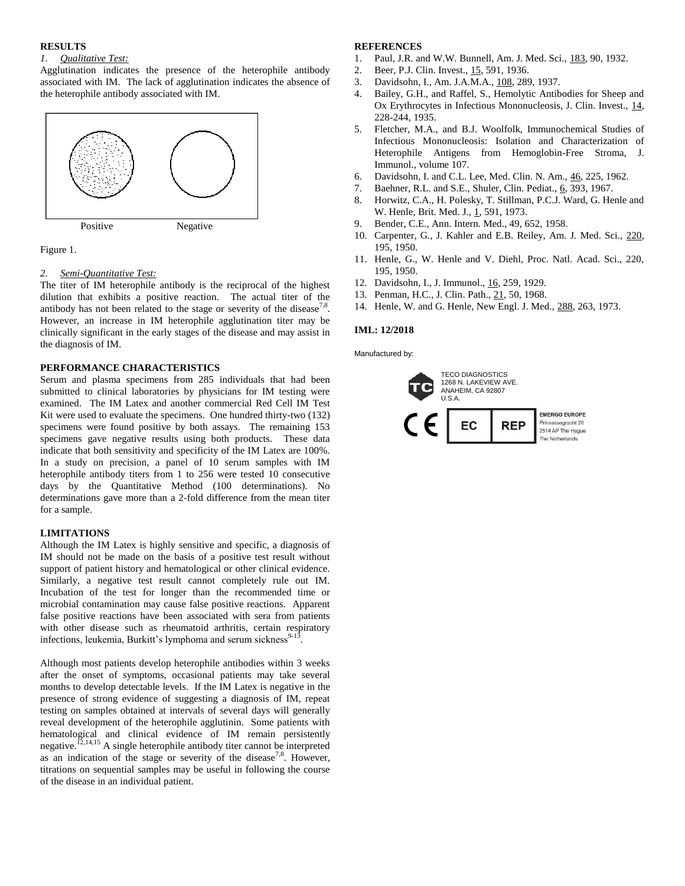**RESULTS**

1. *Qualitative Test:*

Agglutination indicates the presence of the heterophile antibody associated with IM. The lack of agglutination indicates the absence of the heterophile antibody associated with IM.

Positive Negative

Figure 1.

2. *Semi-Quantitative Test:*

The titer of IM heterophile antibody is the reciprocal of the highest dilution that exhibits a positive reaction. The actual titer of the antibody has not been related to the stage or severity of the disease[7,8]. However, an increase in IM heterophile agglutination titer may be clinically significant in the early stages of the disease and may assist in the diagnosis of IM.

**PERFORMANCE CHARACTERISTICS**

Serum and plasma specimens from 285 individuals that had been submitted to clinical laboratories by physicians for IM testing were examined. The IM Latex and another commercial Red Cell IM Test Kit were used to evaluate the specimens. One hundred thirty-two (132) specimens were found positive by both assays. The remaining 153 specimens gave negative results using both products. These data indicate that both sensitivity and specificity of the IM Latex are 100%. In a study on precision, a panel of 10 serum samples with IM heterophile antibody titers from 1 to 256 were tested 10 consecutive days by the Quantitative Method (100 determinations). No determinations gave more than a 2-fold difference from the mean titer for a sample.

**LIMITATIONS**

Although the IM Latex is highly sensitive and specific, a diagnosis of IM should not be made on the basis of a positive test result without support of patient history and hematological or other clinical evidence. Similarly, a negative test result cannot completely rule out IM. Incubation of the test for longer than the recommended time or microbial contamination may cause false positive reactions. Apparent false positive reactions have been associated with sera from patients with other disease such as rheumatoid arthritis, certain respiratory infections, leukemia, Burkitt's lymphoma and serum sickness[9-13].

Although most patients develop heterophile antibodies within 3 weeks after the onset of symptoms, occasional patients may take several months to develop detectable levels. If the IM Latex is negative in the presence of strong evidence of suggesting a diagnosis of IM, repeat testing on samples obtained at intervals of several days will generally reveal development of the heterophile agglutinin. Some patients with hematological and clinical evidence of IM remain persistently negative.[12,14,15] A single heterophile antibody titer cannot be interpreted as an indication of the stage or severity of the disease[7,8]. However, titrations on sequential samples may be useful in following the course of the disease in an individual patient.

**REFERENCES**

1. Paul, J.R. and W.W. Bunnell, Am. J. Med. Sci., 183, 90, 1932.
2. Beer, P.J. Clin. Invest., 15, 591, 1936.
3. Davidsohn, I., Am. J.A.M.A., 108, 289, 1937.
4. Bailey, G.H., and Raffel, S., Hemolytic Antibodies for Sheep and Ox Erythrocytes in Infectious Mononucleosis, J. Clin. Invest., 14, 228-244, 1935.
5. Fletcher, M.A., and B.J. Woolfolk, Immunochemical Studies of Infectious Mononucleosis: Isolation and Characterization of Heterophile Antigens from Hemoglobin-Free Stroma, J. Immunol., volume 107.
6. Davidsohn, I. and C.L. Lee, Med. Clin. N. Am., 46, 225, 1962.
7. Baehner, R.L. and S.E., Shuler, Clin. Pediat., 6, 393, 1967.
8. Horwitz, C.A., H. Polesky, T. Stillman, P.C.J. Ward, G. Henle and W. Henle, Brit. Med. J., 1, 591, 1973.
9. Bender, C.E., Ann. Intern. Med., 49, 652, 1958.
10. Carpenter, G., J. Kahler and E.B. Reiley, Am. J. Med. Sci., 220, 195, 1950.
11. Henle, G., W. Henle and V. Diehl, Proc. Natl. Acad. Sci., 220, 195, 1950.
12. Davidsohn, I., J. Immunol., 16, 259, 1929.
13. Penman, H.C., J. Clin. Path., 21, 50, 1968.
14. Henle, W. and G. Henle, New Engl. J. Med., 288, 263, 1973.

**IML: 12/2018**

Manufactured by:

TECO DIAGNOSTICS
1268 N. LAKEVIEW AVE.
ANAHEIM, CA 92807
U.S.A.

EC REP

EMERGO EUROPE
Prinsessegracht 20
2514 AP The Hague
The Netherlands